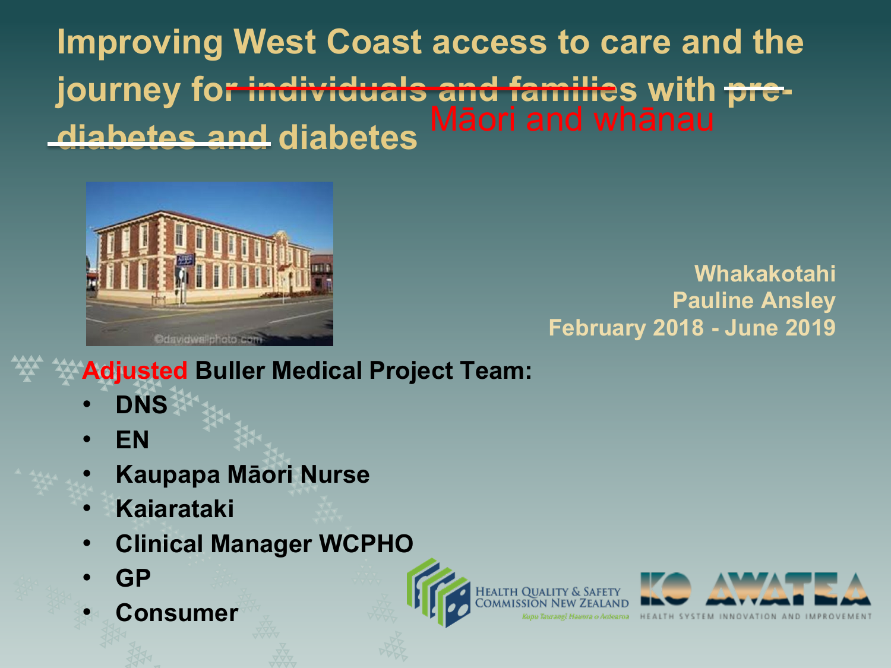# Improving West Coast access to care and the journey for ~~individuals and families~~ Māori and whānau with ~~pre-diabetes and~~ diabetes

Whakakotahi
Pauline Ansley
February 2018 - June 2019

**Adjusted Buller Medical Project Team:**

- **DNS**
- **EN**
- **Kaupapa Māori Nurse**
- **Kaiarataki**
- **Clinical Manager WCPHO**
- **GP**
- **Consumer**

Health Quality & Safety Commission New Zealand — Kupu Taurangi Hauora o Aotearoa

KO AWATEA — Health System Innovation and Improvement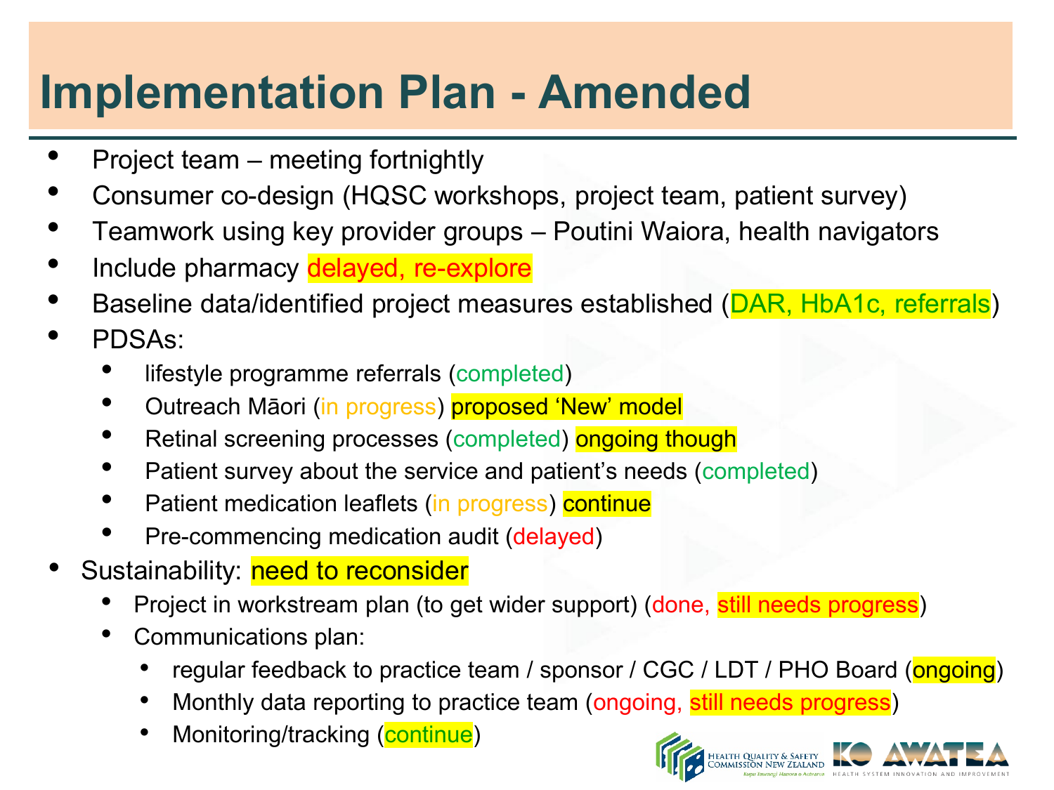# Implementation Plan - Amended

- Project team – meeting fortnightly
- Consumer co-design (HQSC workshops, project team, patient survey)
- Teamwork using key provider groups – Poutini Waiora, health navigators
- Include pharmacy delayed, re-explore
- Baseline data/identified project measures established (DAR, HbA1c, referrals)
- PDSAs:
  - lifestyle programme referrals (completed)
  - Outreach Māori (in progress) proposed 'New' model
  - Retinal screening processes (completed) ongoing though
  - Patient survey about the service and patient's needs (completed)
  - Patient medication leaflets (in progress) continue
  - Pre-commencing medication audit (delayed)
- Sustainability: need to reconsider
  - Project in workstream plan (to get wider support) (done, still needs progress)
  - Communications plan:
    - regular feedback to practice team / sponsor / CGC / LDT / PHO Board (ongoing)
    - Monthly data reporting to practice team (ongoing, still needs progress)
    - Monitoring/tracking (continue)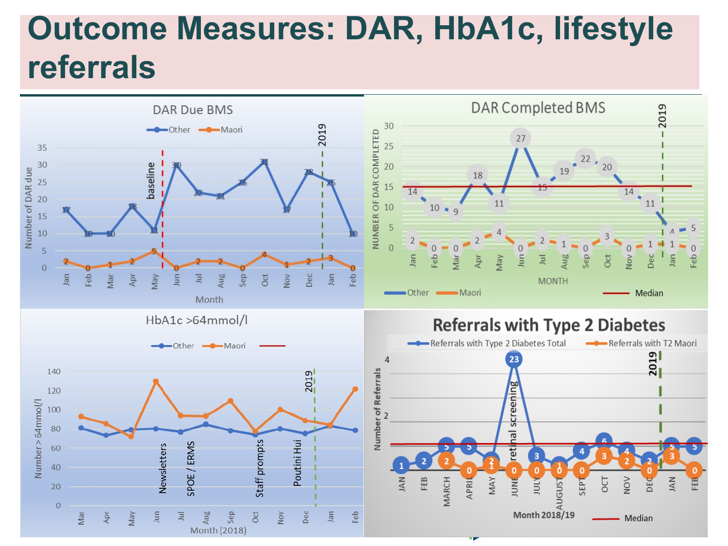# Outcome Measures: DAR, HbA1c, lifestyle referrals

**DAR Due BMS**

| Month | Jan | Feb | Mar | Apr | May | Jun | Jul | Aug | Sep | Oct | Nov | Dec | Jan | Feb |
|---|---|---|---|---|---|---|---|---|---|---|---|---|---|---|
| Other | 17 | 10 | 10 | 18 | 11 | 30 | 22 | 21 | 25 | 31 | 17 | 28 | 25 | 10 |
| Maori | 2 | 0 | 1 | 2 | 5 | 0 | 2 | 2 | 0 | 4 | 1 | 2 | 3 | 0 |

Y-axis: Number of DAR due; X-axis: Month. Markers: baseline (between May and Jun), 2019 (between Dec and Jan).

**DAR Completed BMS**

| Month | Jan | Feb | Mar | Apr | May | Jun | Jul | Aug | Sep | Oct | Nov | Dec | Jan | Feb |
|---|---|---|---|---|---|---|---|---|---|---|---|---|---|---|
| Other | 14 | 10 | 9 | 18 | 11 | 27 | 15 | 19 | 22 | 20 | 14 | 11 | 4 | 5 |
| Maori | 2 | 0 | 0 | 2 | 4 | 0 | 2 | 1 | 0 | 3 | 0 | 1 | 1 | 0 |

Y-axis: Number of DAR completed; X-axis: MONTH. Median line; 2019 marker (between Dec and Jan).

**HbA1c >64mmol/l**

Y-axis: Number > 64mmol/l; X-axis: Month (2018), Mar–Feb. Series: Other, Maori. Annotations: Newsletters (Jun), SPOE / ERMS (Jul), Staff prompts (Oct), Poutini Hui (Dec), 2019 (between Dec and Jan).

**Referrals with Type 2 Diabetes**

| Month 2018/19 | JAN | FEB | MARCH | APRIL | MAY | JUNE | JULY | AUGUST | SEPT | OCT | NOV | DEC | JAN | FEB |
|---|---|---|---|---|---|---|---|---|---|---|---|---|---|---|
| Referrals with Type 2 Diabetes Total | 1 | 2 | 5 | 5 | 2 | 23 | 3 | 1 | 4 | 6 | 4 | 2 | 5 | 5 |
| Referrals with T2 Maori | | | 2 | 0 | 1 | 0 | 0 | 0 | 0 | 3 | 2 | 0 | 3 | 0 |

Y-axis: Number of Referrals. Annotations: retinal screening (June), 2019 (between DEC and JAN). Median line.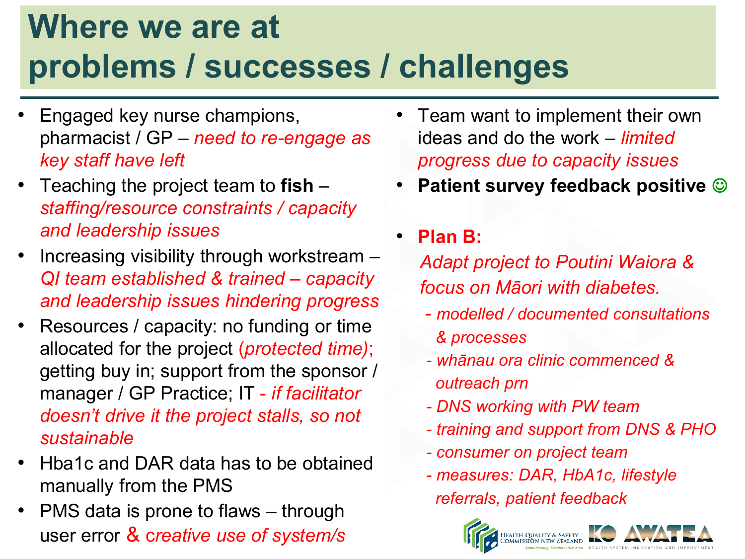# Where we are at problems / successes / challenges

- Engaged key nurse champions, pharmacist / GP – *need to re-engage as key staff have left*
- Teaching the project team to **fish** – *staffing/resource constraints / capacity and leadership issues*
- Increasing visibility through workstream – *QI team established & trained – capacity and leadership issues hindering progress*
- Resources / capacity: no funding or time allocated for the project (*protected time*); getting buy in; support from the sponsor / manager / GP Practice; IT *- if facilitator doesn't drive it the project stalls, so not sustainable*
- Hba1c and DAR data has to be obtained manually from the PMS
- PMS data is prone to flaws – through user error & *creative use of system/s*
- Team want to implement their own ideas and do the work – *limited progress due to capacity issues*
- **Patient survey feedback positive ☺**
- **Plan B:**

  *Adapt project to Poutini Waiora & focus on Māori with diabetes.*
  - *modelled / documented consultations & processes*
  - *whānau ora clinic commenced & outreach prn*
  - *DNS working with PW team*
  - *training and support from DNS & PHO*
  - *consumer on project team*
  - *measures: DAR, HbA1c, lifestyle referrals, patient feedback*

HEALTH QUALITY & SAFETY COMMISSION NEW ZEALAND — KO AWATEA HEALTH SYSTEM INNOVATION AND IMPROVEMENT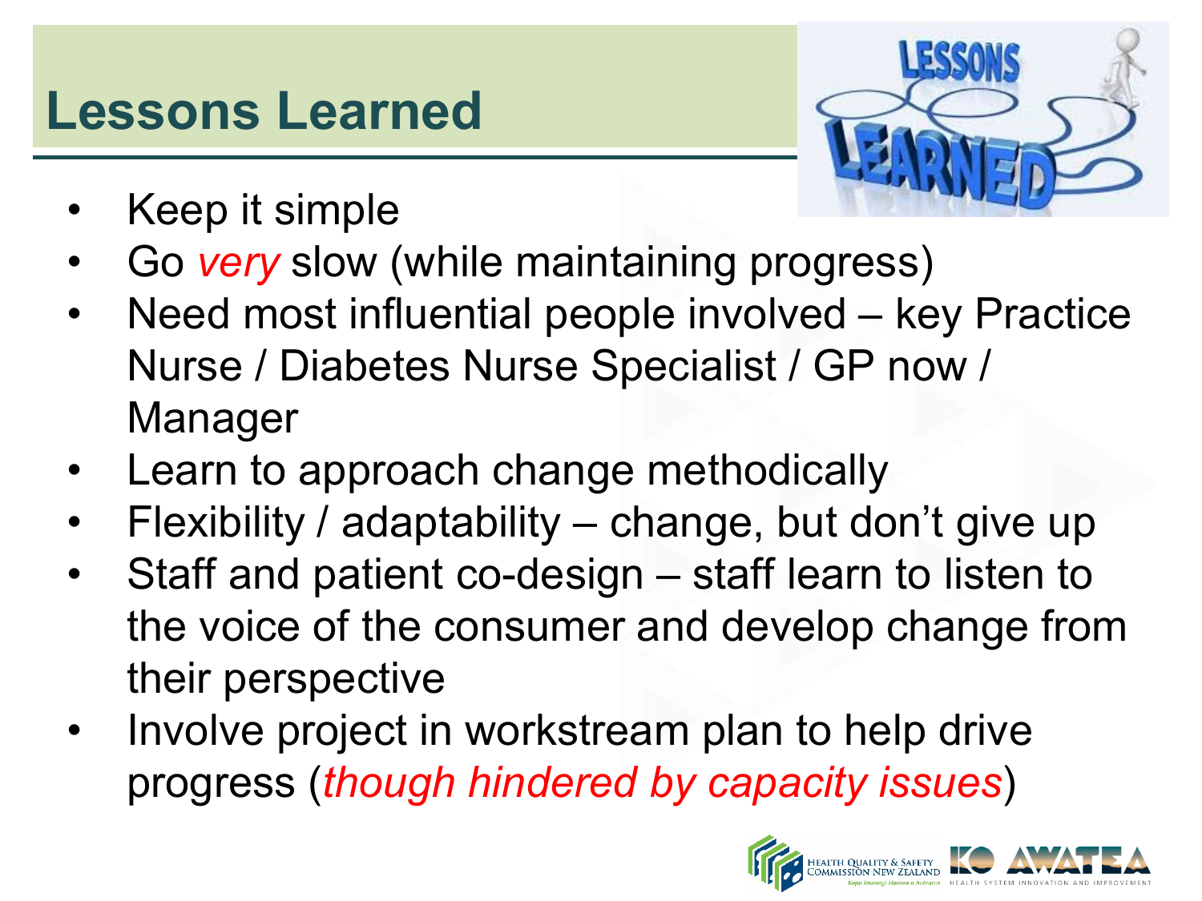# Lessons Learned

- Keep it simple
- Go *very* slow (while maintaining progress)
- Need most influential people involved – key Practice Nurse / Diabetes Nurse Specialist / GP now / Manager
- Learn to approach change methodically
- Flexibility / adaptability – change, but don't give up
- Staff and patient co-design – staff learn to listen to the voice of the consumer and develop change from their perspective
- Involve project in workstream plan to help drive progress (*though hindered by capacity issues*)